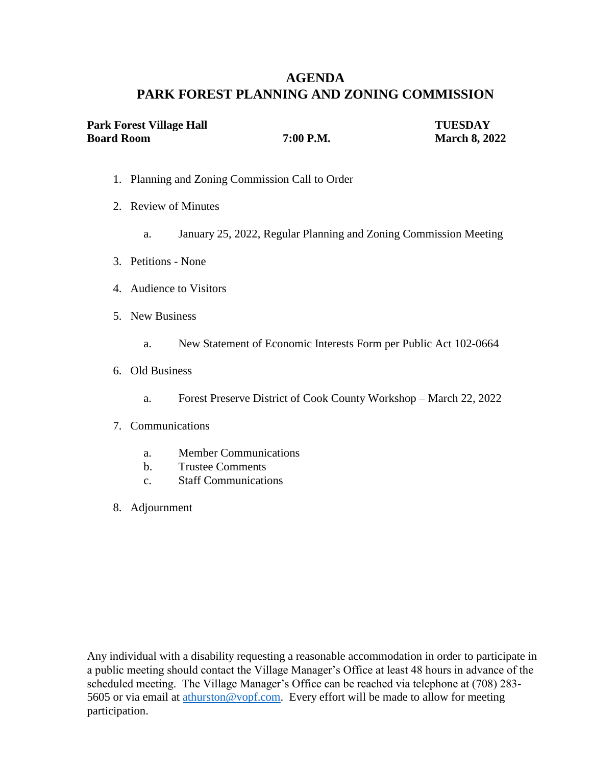# AGENDA
# PARK FOREST PLANNING AND ZONING COMMISSION

**Park Forest Village Hall** **TUESDAY**
**Board Room** **7:00 P.M.** **March 8, 2022**

1. Planning and Zoning Commission Call to Order

2. Review of Minutes

    a. January 25, 2022, Regular Planning and Zoning Commission Meeting

3. Petitions - None

4. Audience to Visitors

5. New Business

    a. New Statement of Economic Interests Form per Public Act 102-0664

6. Old Business

    a. Forest Preserve District of Cook County Workshop – March 22, 2022

7. Communications

    a. Member Communications
    b. Trustee Comments
    c. Staff Communications

8. Adjournment

Any individual with a disability requesting a reasonable accommodation in order to participate in a public meeting should contact the Village Manager's Office at least 48 hours in advance of the scheduled meeting. The Village Manager's Office can be reached via telephone at (708) 283-5605 or via email at athurston@vopf.com. Every effort will be made to allow for meeting participation.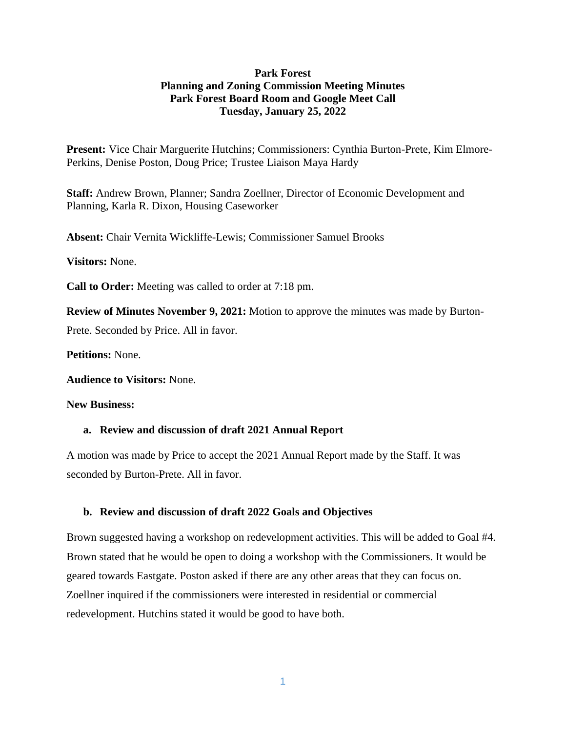**Park Forest**
**Planning and Zoning Commission Meeting Minutes**
**Park Forest Board Room and Google Meet Call**
**Tuesday, January 25, 2022**

**Present:** Vice Chair Marguerite Hutchins; Commissioners: Cynthia Burton-Prete, Kim Elmore-Perkins, Denise Poston, Doug Price; Trustee Liaison Maya Hardy

**Staff:** Andrew Brown, Planner; Sandra Zoellner, Director of Economic Development and Planning, Karla R. Dixon, Housing Caseworker

**Absent:** Chair Vernita Wickliffe-Lewis; Commissioner Samuel Brooks

**Visitors:** None.

**Call to Order:** Meeting was called to order at 7:18 pm.

**Review of Minutes November 9, 2021:** Motion to approve the minutes was made by Burton-Prete. Seconded by Price. All in favor.

**Petitions:** None.

**Audience to Visitors:** None.

**New Business:**

**a. Review and discussion of draft 2021 Annual Report**

A motion was made by Price to accept the 2021 Annual Report made by the Staff. It was seconded by Burton-Prete. All in favor.

**b. Review and discussion of draft 2022 Goals and Objectives**

Brown suggested having a workshop on redevelopment activities. This will be added to Goal #4. Brown stated that he would be open to doing a workshop with the Commissioners. It would be geared towards Eastgate. Poston asked if there are any other areas that they can focus on. Zoellner inquired if the commissioners were interested in residential or commercial redevelopment. Hutchins stated it would be good to have both.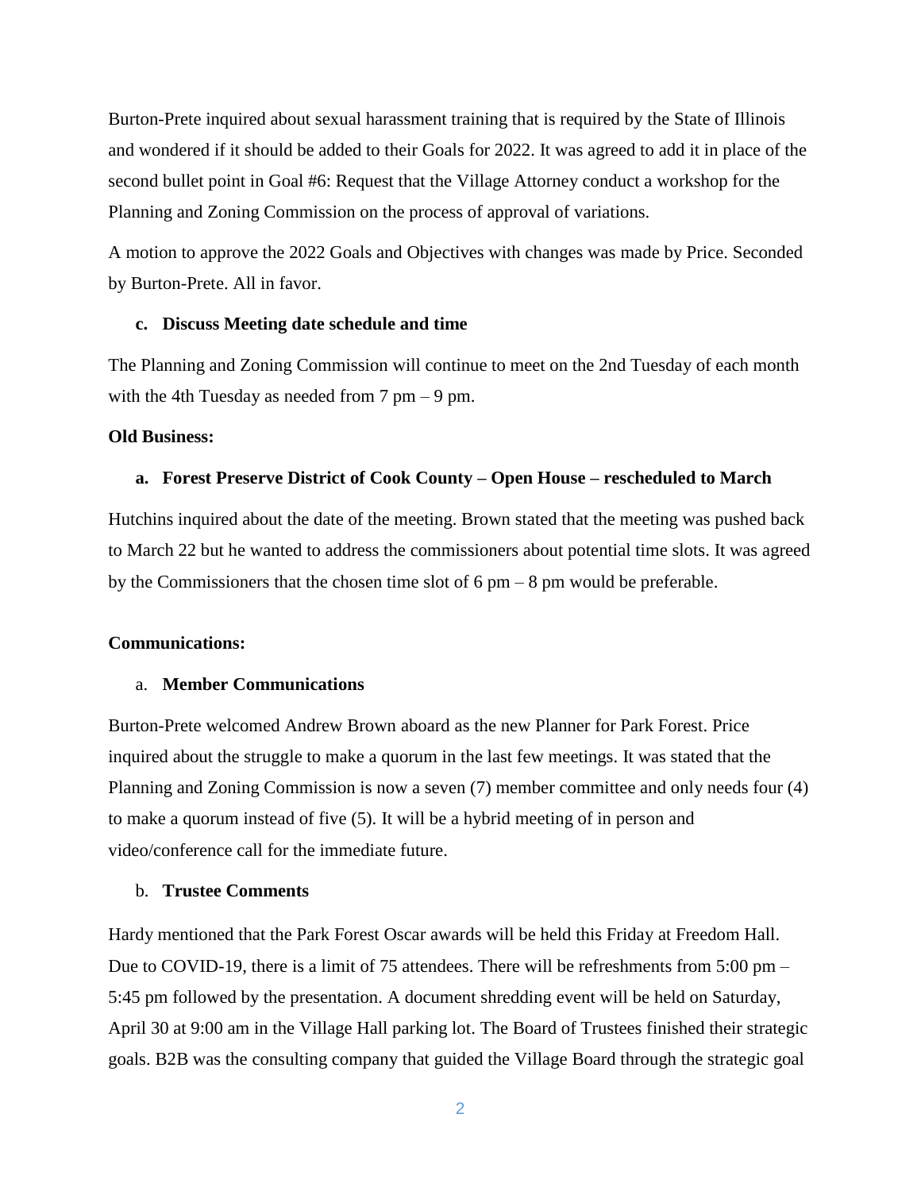Burton-Prete inquired about sexual harassment training that is required by the State of Illinois and wondered if it should be added to their Goals for 2022. It was agreed to add it in place of the second bullet point in Goal #6: Request that the Village Attorney conduct a workshop for the Planning and Zoning Commission on the process of approval of variations.

A motion to approve the 2022 Goals and Objectives with changes was made by Price. Seconded by Burton-Prete. All in favor.

**c. Discuss Meeting date schedule and time**

The Planning and Zoning Commission will continue to meet on the 2nd Tuesday of each month with the 4th Tuesday as needed from 7 pm – 9 pm.

**Old Business:**

**a. Forest Preserve District of Cook County – Open House – rescheduled to March**

Hutchins inquired about the date of the meeting. Brown stated that the meeting was pushed back to March 22 but he wanted to address the commissioners about potential time slots. It was agreed by the Commissioners that the chosen time slot of 6 pm – 8 pm would be preferable.

**Communications:**

a. **Member Communications**

Burton-Prete welcomed Andrew Brown aboard as the new Planner for Park Forest. Price inquired about the struggle to make a quorum in the last few meetings. It was stated that the Planning and Zoning Commission is now a seven (7) member committee and only needs four (4) to make a quorum instead of five (5). It will be a hybrid meeting of in person and video/conference call for the immediate future.

b. **Trustee Comments**

Hardy mentioned that the Park Forest Oscar awards will be held this Friday at Freedom Hall. Due to COVID-19, there is a limit of 75 attendees. There will be refreshments from 5:00 pm – 5:45 pm followed by the presentation. A document shredding event will be held on Saturday, April 30 at 9:00 am in the Village Hall parking lot. The Board of Trustees finished their strategic goals. B2B was the consulting company that guided the Village Board through the strategic goal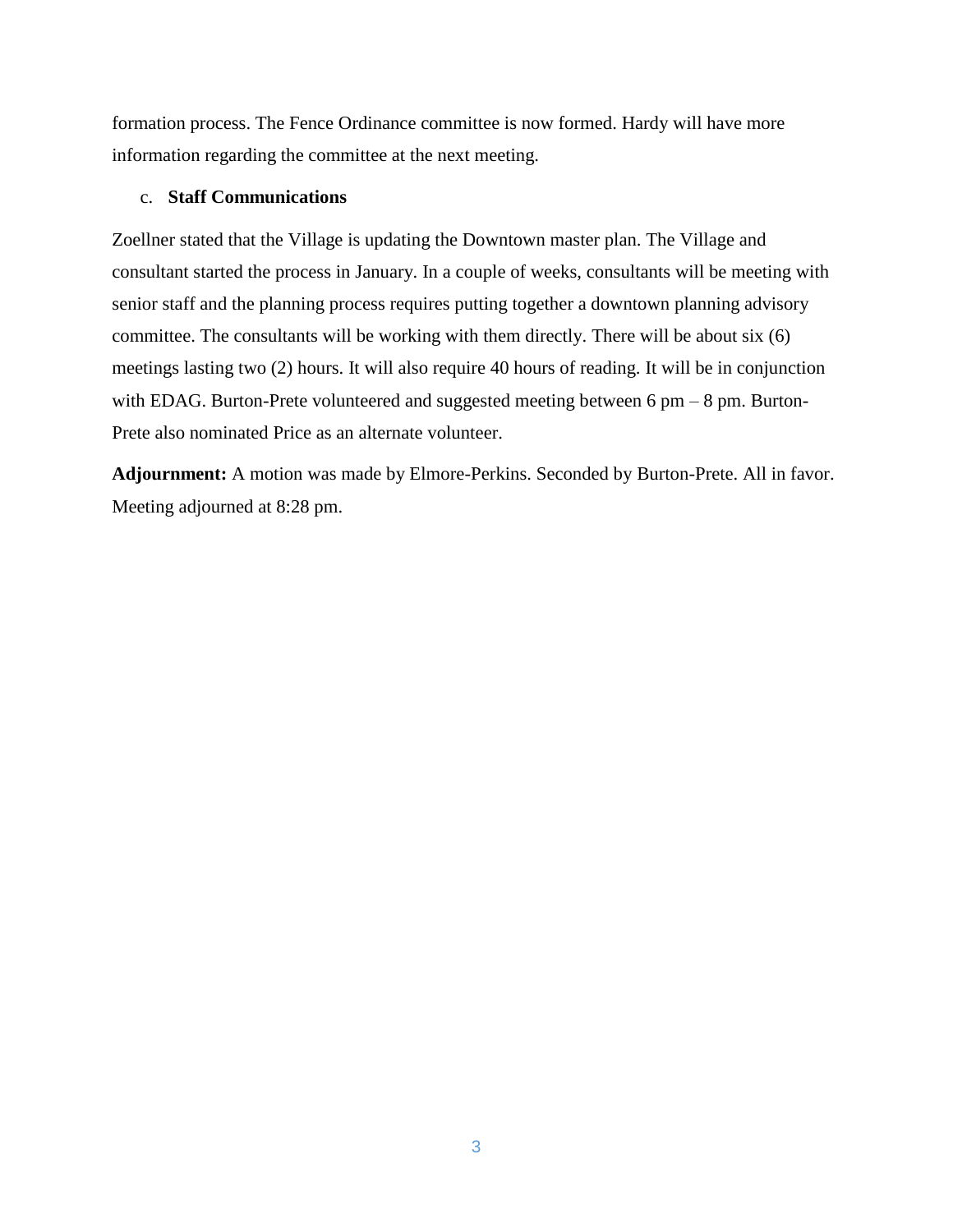formation process. The Fence Ordinance committee is now formed. Hardy will have more information regarding the committee at the next meeting.

c. **Staff Communications**

Zoellner stated that the Village is updating the Downtown master plan. The Village and consultant started the process in January. In a couple of weeks, consultants will be meeting with senior staff and the planning process requires putting together a downtown planning advisory committee. The consultants will be working with them directly. There will be about six (6) meetings lasting two (2) hours. It will also require 40 hours of reading. It will be in conjunction with EDAG. Burton-Prete volunteered and suggested meeting between 6 pm – 8 pm. Burton-Prete also nominated Price as an alternate volunteer.

**Adjournment:** A motion was made by Elmore-Perkins. Seconded by Burton-Prete. All in favor. Meeting adjourned at 8:28 pm.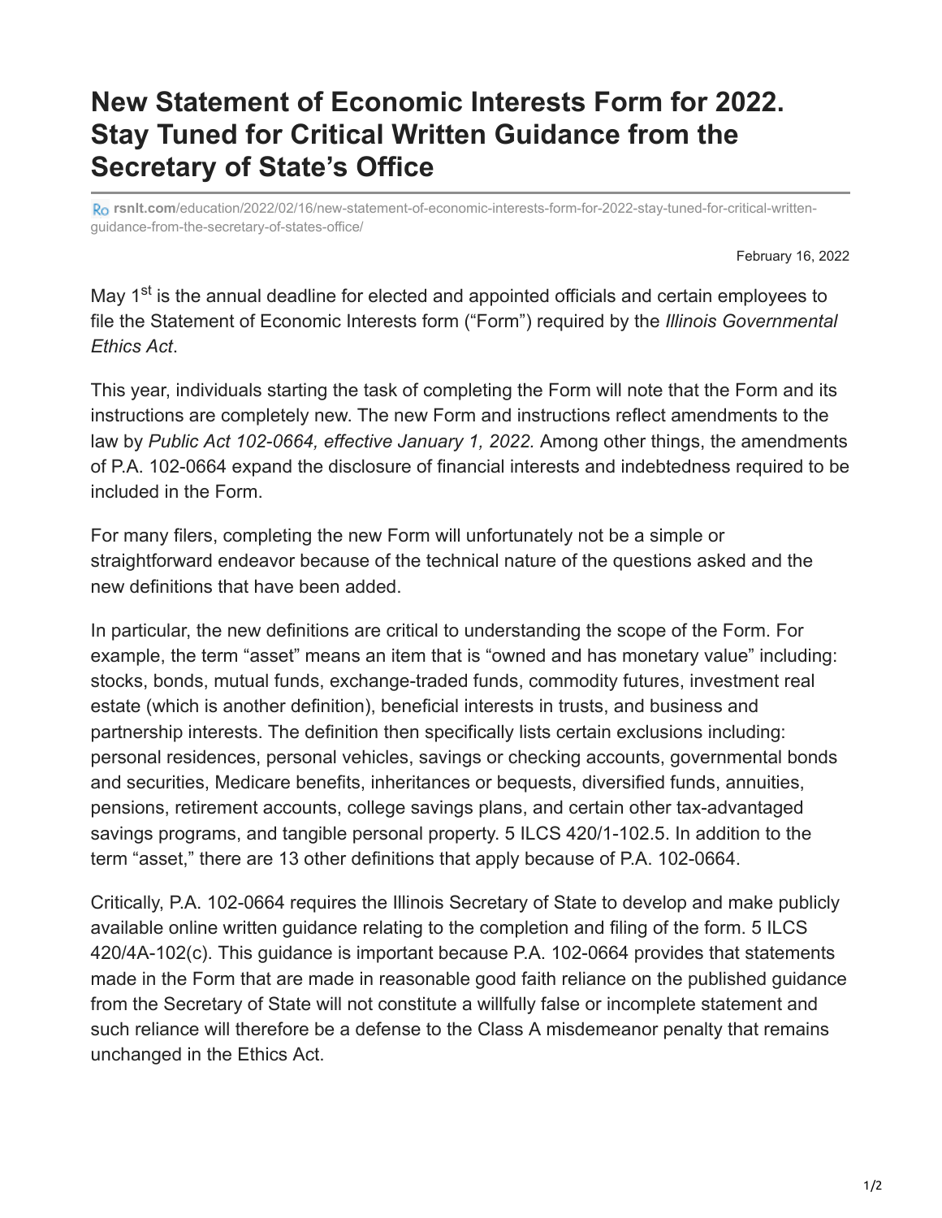# New Statement of Economic Interests Form for 2022. Stay Tuned for Critical Written Guidance from the Secretary of State's Office

**rsnlt.com**/education/2022/02/16/new-statement-of-economic-interests-form-for-2022-stay-tuned-for-critical-written-guidance-from-the-secretary-of-states-office/

February 16, 2022

May 1st is the annual deadline for elected and appointed officials and certain employees to file the Statement of Economic Interests form ("Form") required by the *Illinois Governmental Ethics Act*.

This year, individuals starting the task of completing the Form will note that the Form and its instructions are completely new. The new Form and instructions reflect amendments to the law by *Public Act 102-0664, effective January 1, 2022.* Among other things, the amendments of P.A. 102-0664 expand the disclosure of financial interests and indebtedness required to be included in the Form.

For many filers, completing the new Form will unfortunately not be a simple or straightforward endeavor because of the technical nature of the questions asked and the new definitions that have been added.

In particular, the new definitions are critical to understanding the scope of the Form. For example, the term "asset" means an item that is "owned and has monetary value" including: stocks, bonds, mutual funds, exchange-traded funds, commodity futures, investment real estate (which is another definition), beneficial interests in trusts, and business and partnership interests. The definition then specifically lists certain exclusions including: personal residences, personal vehicles, savings or checking accounts, governmental bonds and securities, Medicare benefits, inheritances or bequests, diversified funds, annuities, pensions, retirement accounts, college savings plans, and certain other tax-advantaged savings programs, and tangible personal property. 5 ILCS 420/1-102.5. In addition to the term "asset," there are 13 other definitions that apply because of P.A. 102-0664.

Critically, P.A. 102-0664 requires the Illinois Secretary of State to develop and make publicly available online written guidance relating to the completion and filing of the form. 5 ILCS 420/4A-102(c). This guidance is important because P.A. 102-0664 provides that statements made in the Form that are made in reasonable good faith reliance on the published guidance from the Secretary of State will not constitute a willfully false or incomplete statement and such reliance will therefore be a defense to the Class A misdemeanor penalty that remains unchanged in the Ethics Act.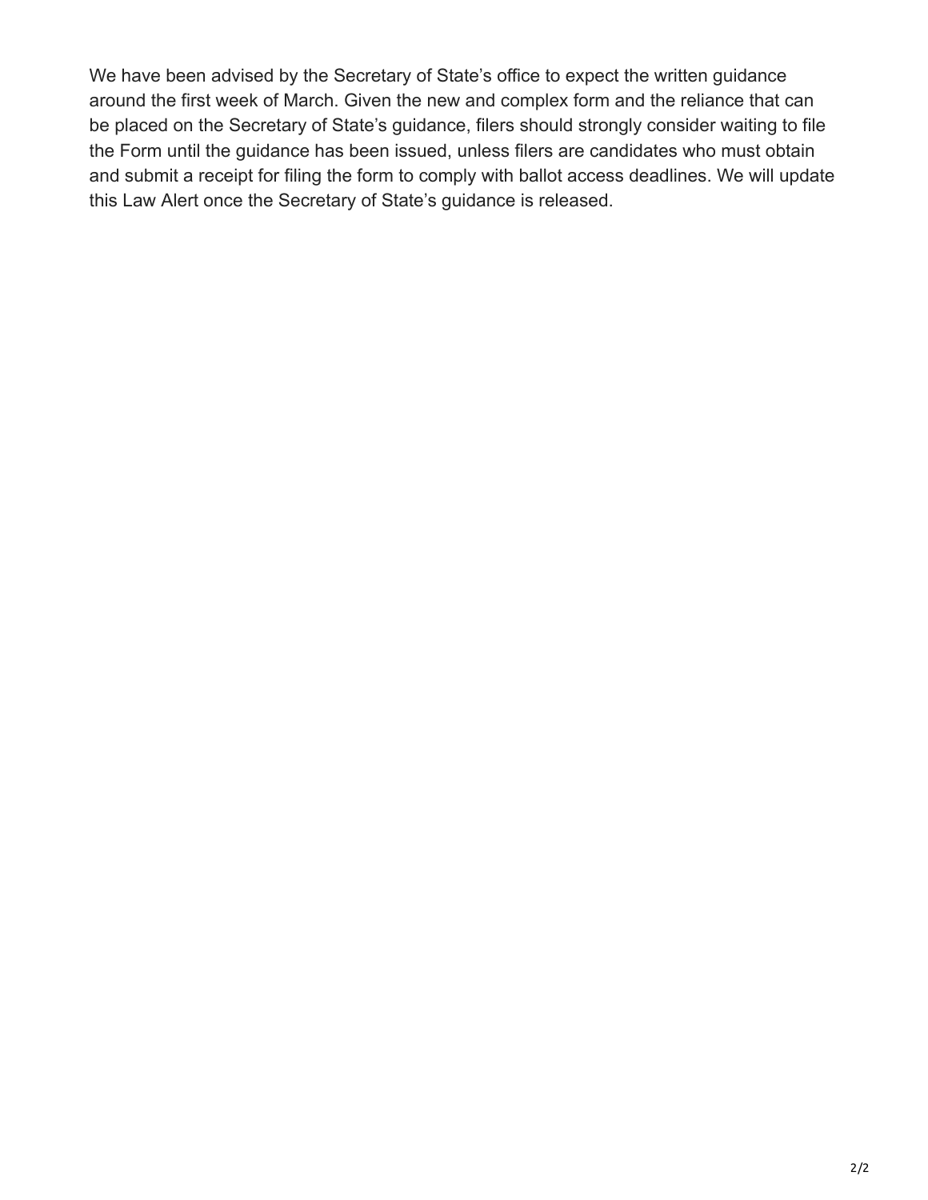We have been advised by the Secretary of State's office to expect the written guidance around the first week of March. Given the new and complex form and the reliance that can be placed on the Secretary of State's guidance, filers should strongly consider waiting to file the Form until the guidance has been issued, unless filers are candidates who must obtain and submit a receipt for filing the form to comply with ballot access deadlines. We will update this Law Alert once the Secretary of State's guidance is released.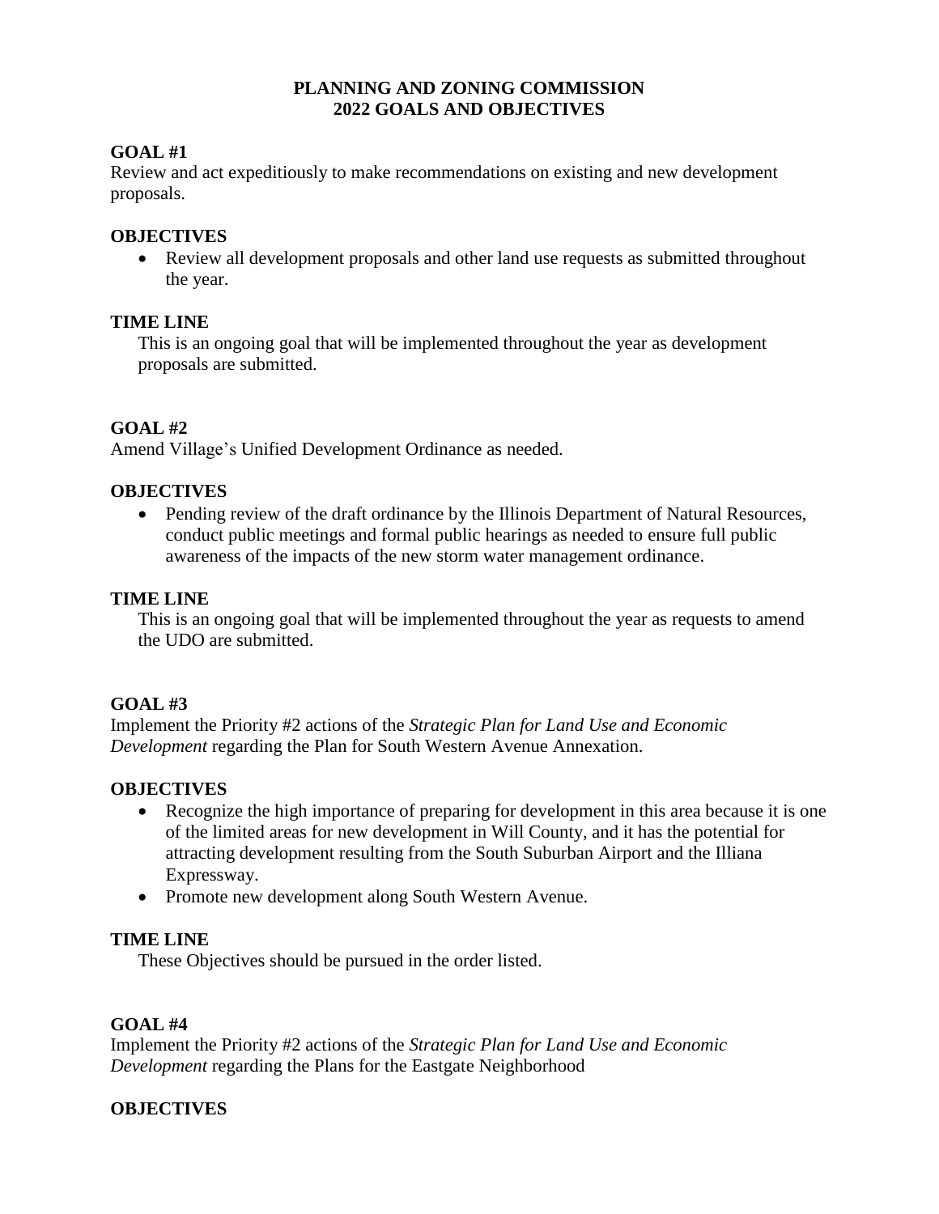# PLANNING AND ZONING COMMISSION
# 2022 GOALS AND OBJECTIVES

**GOAL #1**

Review and act expeditiously to make recommendations on existing and new development proposals.

**OBJECTIVES**

- Review all development proposals and other land use requests as submitted throughout the year.

**TIME LINE**

This is an ongoing goal that will be implemented throughout the year as development proposals are submitted.

**GOAL #2**

Amend Village's Unified Development Ordinance as needed.

**OBJECTIVES**

- Pending review of the draft ordinance by the Illinois Department of Natural Resources, conduct public meetings and formal public hearings as needed to ensure full public awareness of the impacts of the new storm water management ordinance.

**TIME LINE**

This is an ongoing goal that will be implemented throughout the year as requests to amend the UDO are submitted.

**GOAL #3**

Implement the Priority #2 actions of the *Strategic Plan for Land Use and Economic Development* regarding the Plan for South Western Avenue Annexation.

**OBJECTIVES**

- Recognize the high importance of preparing for development in this area because it is one of the limited areas for new development in Will County, and it has the potential for attracting development resulting from the South Suburban Airport and the Illiana Expressway.
- Promote new development along South Western Avenue.

**TIME LINE**

These Objectives should be pursued in the order listed.

**GOAL #4**

Implement the Priority #2 actions of the *Strategic Plan for Land Use and Economic Development* regarding the Plans for the Eastgate Neighborhood

**OBJECTIVES**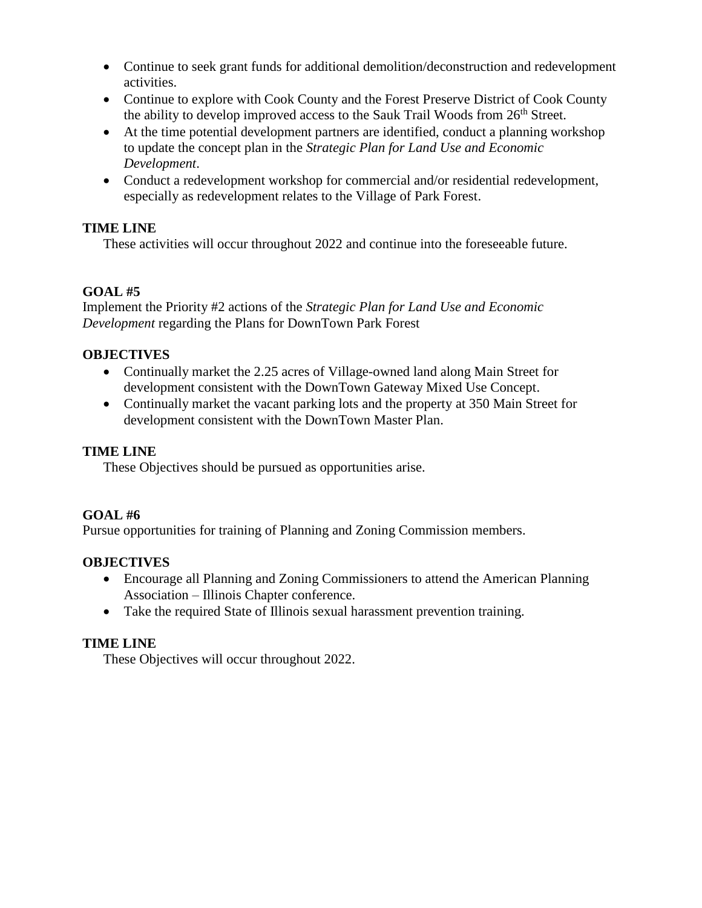- Continue to seek grant funds for additional demolition/deconstruction and redevelopment activities.
- Continue to explore with Cook County and the Forest Preserve District of Cook County the ability to develop improved access to the Sauk Trail Woods from 26th Street.
- At the time potential development partners are identified, conduct a planning workshop to update the concept plan in the *Strategic Plan for Land Use and Economic Development*.
- Conduct a redevelopment workshop for commercial and/or residential redevelopment, especially as redevelopment relates to the Village of Park Forest.

**TIME LINE**

These activities will occur throughout 2022 and continue into the foreseeable future.

**GOAL #5**

Implement the Priority #2 actions of the *Strategic Plan for Land Use and Economic Development* regarding the Plans for DownTown Park Forest

**OBJECTIVES**

- Continually market the 2.25 acres of Village-owned land along Main Street for development consistent with the DownTown Gateway Mixed Use Concept.
- Continually market the vacant parking lots and the property at 350 Main Street for development consistent with the DownTown Master Plan.

**TIME LINE**

These Objectives should be pursued as opportunities arise.

**GOAL #6**

Pursue opportunities for training of Planning and Zoning Commission members.

**OBJECTIVES**

- Encourage all Planning and Zoning Commissioners to attend the American Planning Association – Illinois Chapter conference.
- Take the required State of Illinois sexual harassment prevention training.

**TIME LINE**

These Objectives will occur throughout 2022.